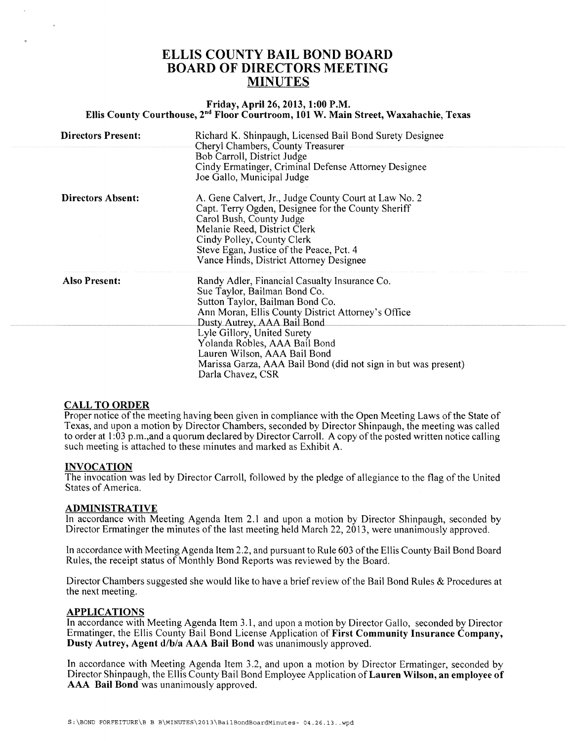# ELLIS COUNTY BAIL BOND BOARD
# BOARD OF DIRECTORS MEETING
# MINUTES

**Friday, April 26, 2013, 1:00 P.M.**
**Ellis County Courthouse, 2nd Floor Courtroom, 101 W. Main Street, Waxahachie, Texas**

| | |
|---|---|
| **Directors Present:** | Richard K. Shinpaugh, Licensed Bail Bond Surety Designee<br>Cheryl Chambers, County Treasurer<br>Bob Carroll, District Judge<br>Cindy Ermatinger, Criminal Defense Attorney Designee<br>Joe Gallo, Municipal Judge |
| **Directors Absent:** | A. Gene Calvert, Jr., Judge County Court at Law No. 2<br>Capt. Terry Ogden, Designee for the County Sheriff<br>Carol Bush, County Judge<br>Melanie Reed, District Clerk<br>Cindy Polley, County Clerk<br>Steve Egan, Justice of the Peace, Pct. 4<br>Vance Hinds, District Attorney Designee |
| **Also Present:** | Randy Adler, Financial Casualty Insurance Co.<br>Sue Taylor, Bailman Bond Co.<br>Sutton Taylor, Bailman Bond Co.<br>Ann Moran, Ellis County District Attorney's Office<br>Dusty Autrey, AAA Bail Bond<br>Lyle Gillory, United Surety<br>Yolanda Robles, AAA Bail Bond<br>Lauren Wilson, AAA Bail Bond<br>Marissa Garza, AAA Bail Bond (did not sign in but was present)<br>Darla Chavez, CSR |

## CALL TO ORDER

Proper notice of the meeting having been given in compliance with the Open Meeting Laws of the State of Texas, and upon a motion by Director Chambers, seconded by Director Shinpaugh, the meeting was called to order at 1:03 p.m.,and a quorum declared by Director Carroll. A copy of the posted written notice calling such meeting is attached to these minutes and marked as Exhibit A.

## INVOCATION

The invocation was led by Director Carroll, followed by the pledge of allegiance to the flag of the United States of America.

## ADMINISTRATIVE

In accordance with Meeting Agenda Item 2.1 and upon a motion by Director Shinpaugh, seconded by Director Ermatinger the minutes of the last meeting held March 22, 2013, were unanimously approved.

In accordance with Meeting Agenda Item 2.2, and pursuant to Rule 603 of the Ellis County Bail Bond Board Rules, the receipt status of Monthly Bond Reports was reviewed by the Board.

Director Chambers suggested she would like to have a brief review of the Bail Bond Rules & Procedures at the next meeting.

## APPLICATIONS

In accordance with Meeting Agenda Item 3.1, and upon a motion by Director Gallo, seconded by Director Ermatinger, the Ellis County Bail Bond License Application of **First Community Insurance Company, Dusty Autrey, Agent d/b/a AAA Bail Bond** was unanimously approved.

In accordance with Meeting Agenda Item 3.2, and upon a motion by Director Ermatinger, seconded by Director Shinpaugh, the Ellis County Bail Bond Employee Application of **Lauren Wilson, an employee of AAA Bail Bond** was unanimously approved.

S:\BOND FORFEITURE\B B B\MINUTES\2013\BailBondBoardMinutes- 04.26.13..wpd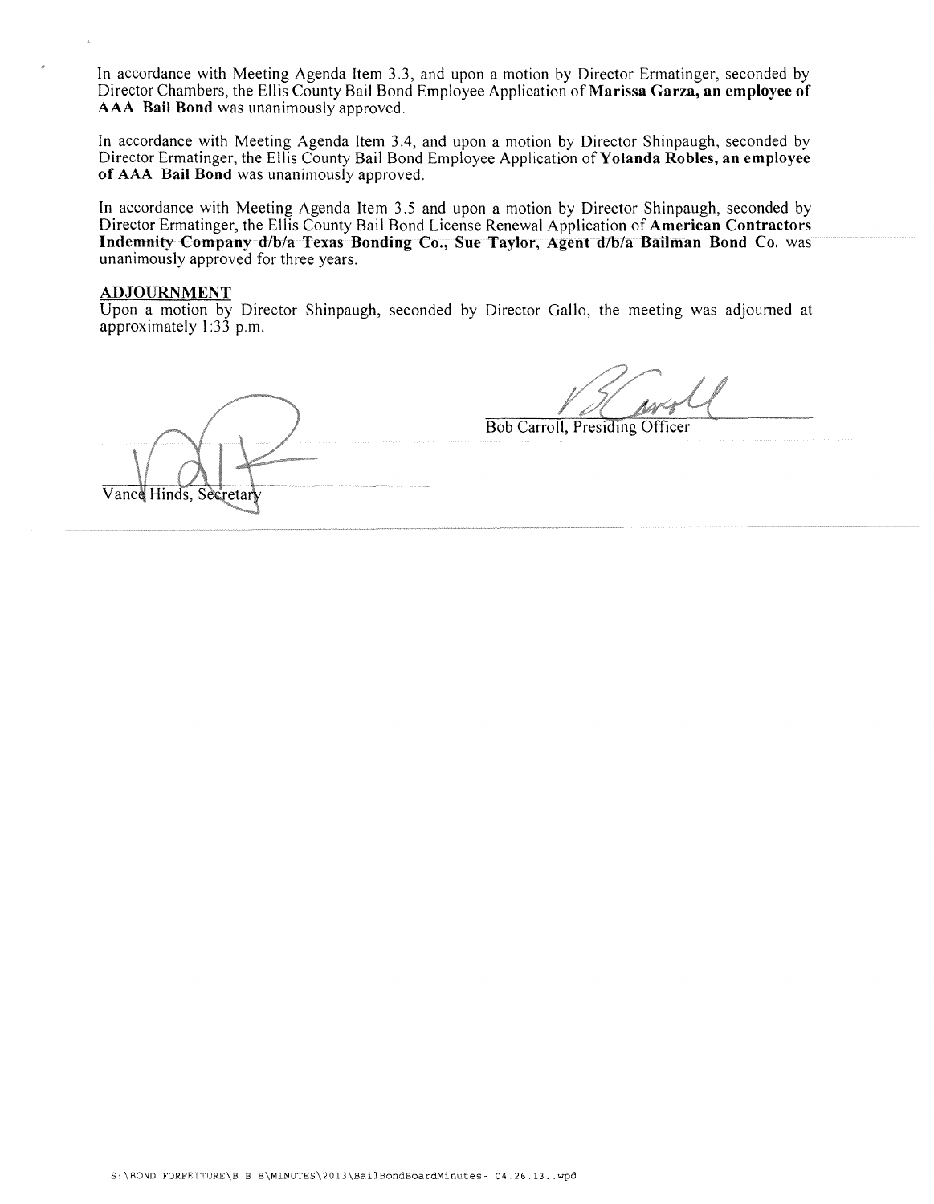In accordance with Meeting Agenda Item 3.3, and upon a motion by Director Ermatinger, seconded by Director Chambers, the Ellis County Bail Bond Employee Application of **Marissa Garza, an employee of AAA Bail Bond** was unanimously approved.

In accordance with Meeting Agenda Item 3.4, and upon a motion by Director Shinpaugh, seconded by Director Ermatinger, the Ellis County Bail Bond Employee Application of **Yolanda Robles, an employee of AAA Bail Bond** was unanimously approved.

In accordance with Meeting Agenda Item 3.5 and upon a motion by Director Shinpaugh, seconded by Director Ermatinger, the Ellis County Bail Bond License Renewal Application of **American Contractors Indemnity Company d/b/a Texas Bonding Co., Sue Taylor, Agent d/b/a Bailman Bond Co.** was unanimously approved for three years.

**ADJOURNMENT**

Upon a motion by Director Shinpaugh, seconded by Director Gallo, the meeting was adjourned at approximately 1:33 p.m.

Bob Carroll, Presiding Officer

Vance Hinds, Secretary

S:\BOND FORFEITURE\B B B\MINUTES\2013\BailBondBoardMinutes- 04.26.13..wpd